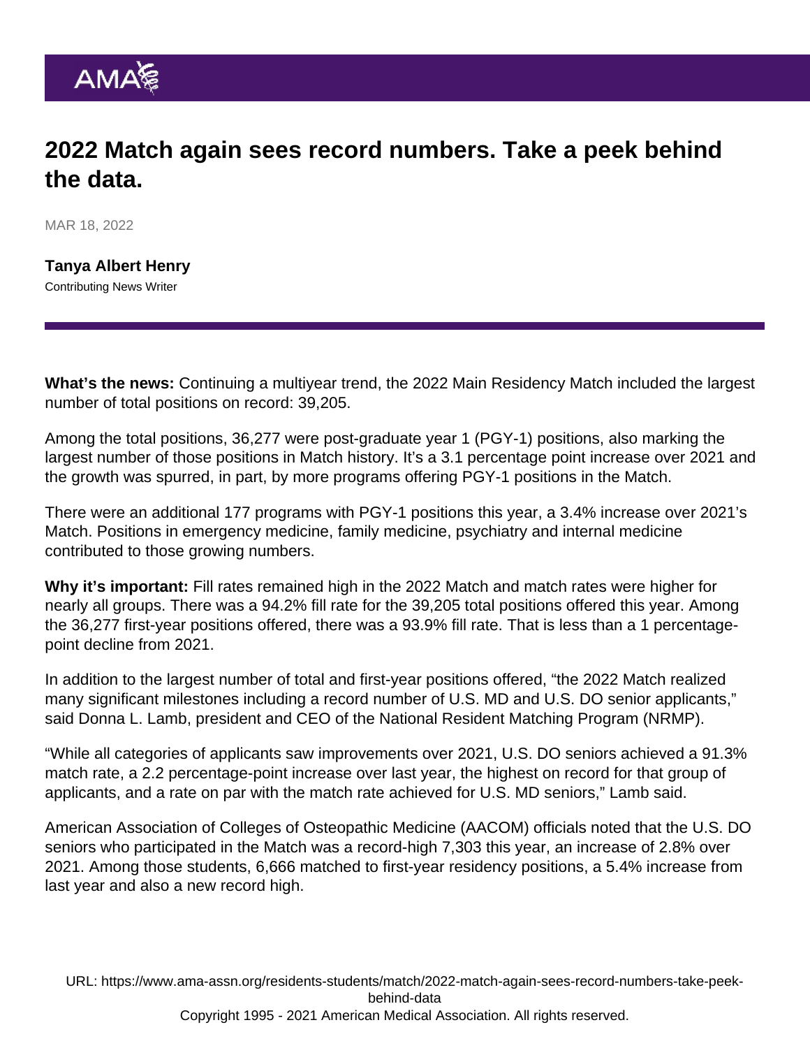# 2022 Match again sees record numbers. Take a peek behind the data.

MAR 18, 2022

**Tanya Albert Henry**
Contributing News Writer

**What's the news:** Continuing a multiyear trend, the 2022 Main Residency Match included the largest number of total positions on record: 39,205.

Among the total positions, 36,277 were post-graduate year 1 (PGY-1) positions, also marking the largest number of those positions in Match history. It's a 3.1 percentage point increase over 2021 and the growth was spurred, in part, by more programs offering PGY-1 positions in the Match.

There were an additional 177 programs with PGY-1 positions this year, a 3.4% increase over 2021's Match. Positions in emergency medicine, family medicine, psychiatry and internal medicine contributed to those growing numbers.

**Why it's important:** Fill rates remained high in the 2022 Match and match rates were higher for nearly all groups. There was a 94.2% fill rate for the 39,205 total positions offered this year. Among the 36,277 first-year positions offered, there was a 93.9% fill rate. That is less than a 1 percentage-point decline from 2021.

In addition to the largest number of total and first-year positions offered, "the 2022 Match realized many significant milestones including a record number of U.S. MD and U.S. DO senior applicants," said Donna L. Lamb, president and CEO of the National Resident Matching Program (NRMP).

"While all categories of applicants saw improvements over 2021, U.S. DO seniors achieved a 91.3% match rate, a 2.2 percentage-point increase over last year, the highest on record for that group of applicants, and a rate on par with the match rate achieved for U.S. MD seniors," Lamb said.

American Association of Colleges of Osteopathic Medicine (AACOM) officials noted that the U.S. DO seniors who participated in the Match was a record-high 7,303 this year, an increase of 2.8% over 2021. Among those students, 6,666 matched to first-year residency positions, a 5.4% increase from last year and also a new record high.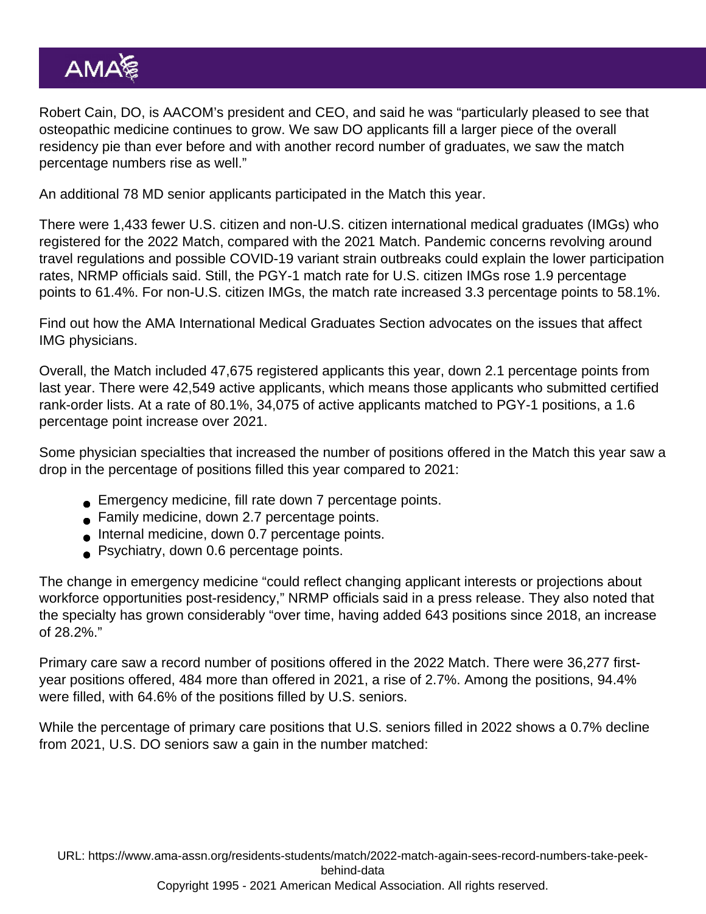Robert Cain, DO, is AACOM's president and CEO, and said he was "particularly pleased to see that osteopathic medicine continues to grow. We saw DO applicants fill a larger piece of the overall residency pie than ever before and with another record number of graduates, we saw the match percentage numbers rise as well."

An additional 78 MD senior applicants participated in the Match this year.

There were 1,433 fewer U.S. citizen and non-U.S. citizen international medical graduates (IMGs) who registered for the 2022 Match, compared with the 2021 Match. Pandemic concerns revolving around travel regulations and possible COVID-19 variant strain outbreaks could explain the lower participation rates, NRMP officials said. Still, the PGY-1 match rate for U.S. citizen IMGs rose 1.9 percentage points to 61.4%. For non-U.S. citizen IMGs, the match rate increased 3.3 percentage points to 58.1%.

Find out how the AMA International Medical Graduates Section advocates on the issues that affect IMG physicians.

Overall, the Match included 47,675 registered applicants this year, down 2.1 percentage points from last year. There were 42,549 active applicants, which means those applicants who submitted certified rank-order lists. At a rate of 80.1%, 34,075 of active applicants matched to PGY-1 positions, a 1.6 percentage point increase over 2021.

Some physician specialties that increased the number of positions offered in the Match this year saw a drop in the percentage of positions filled this year compared to 2021:

- Emergency medicine, fill rate down 7 percentage points.
- Family medicine, down 2.7 percentage points.
- Internal medicine, down 0.7 percentage points.
- Psychiatry, down 0.6 percentage points.

The change in emergency medicine "could reflect changing applicant interests or projections about workforce opportunities post-residency," NRMP officials said in a press release. They also noted that the specialty has grown considerably "over time, having added 643 positions since 2018, an increase of 28.2%."

Primary care saw a record number of positions offered in the 2022 Match. There were 36,277 first-year positions offered, 484 more than offered in 2021, a rise of 2.7%. Among the positions, 94.4% were filled, with 64.6% of the positions filled by U.S. seniors.

While the percentage of primary care positions that U.S. seniors filled in 2022 shows a 0.7% decline from 2021, U.S. DO seniors saw a gain in the number matched: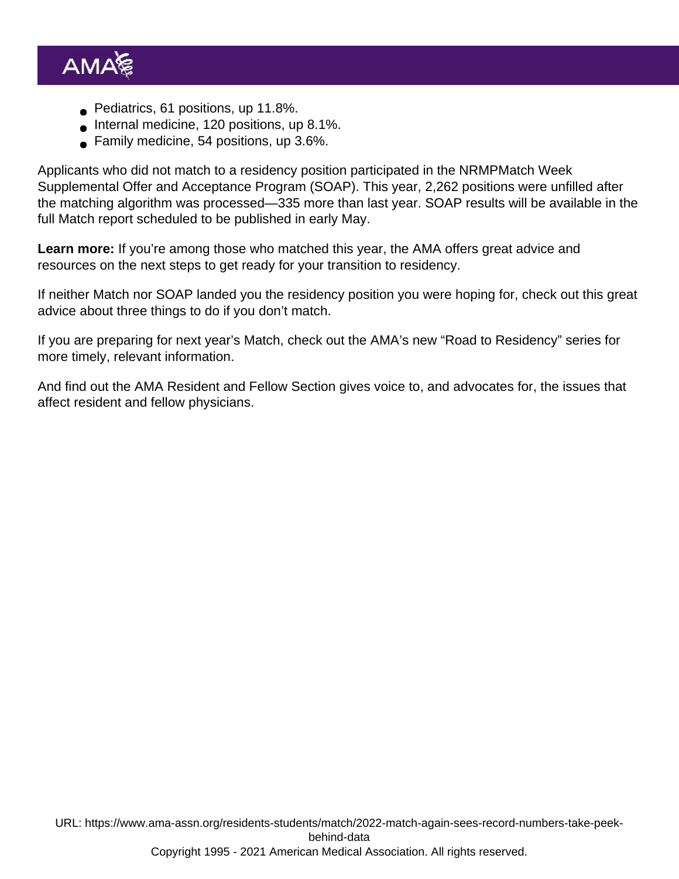- Pediatrics, 61 positions, up 11.8%.
- Internal medicine, 120 positions, up 8.1%.
- Family medicine, 54 positions, up 3.6%.

Applicants who did not match to a residency position participated in the NRMPMatch Week Supplemental Offer and Acceptance Program (SOAP). This year, 2,262 positions were unfilled after the matching algorithm was processed—335 more than last year. SOAP results will be available in the full Match report scheduled to be published in early May.

**Learn more:** If you're among those who matched this year, the AMA offers great advice and resources on the next steps to get ready for your transition to residency.

If neither Match nor SOAP landed you the residency position you were hoping for, check out this great advice about three things to do if you don't match.

If you are preparing for next year's Match, check out the AMA's new "Road to Residency" series for more timely, relevant information.

And find out the AMA Resident and Fellow Section gives voice to, and advocates for, the issues that affect resident and fellow physicians.